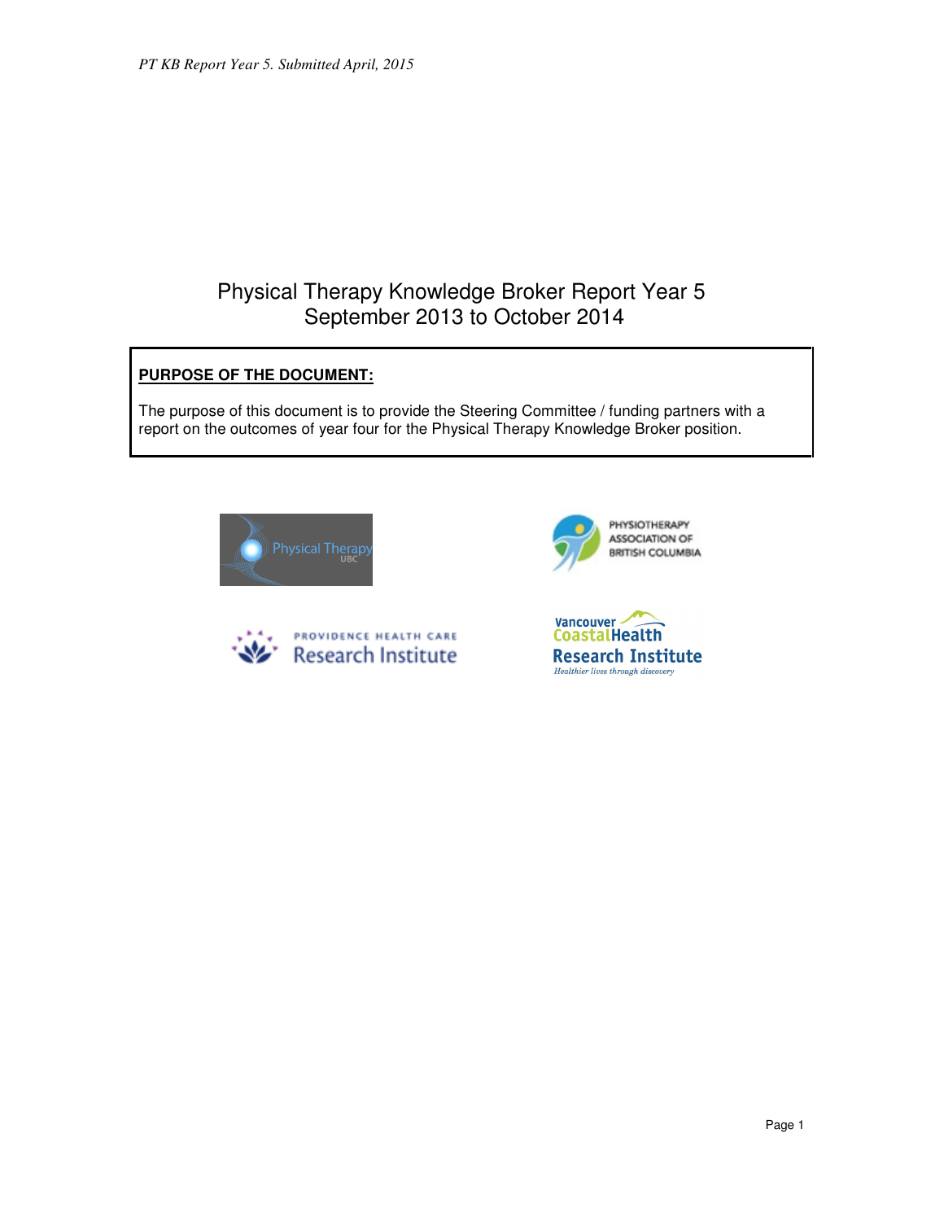# Physical Therapy Knowledge Broker Report Year 5
## September 2013 to October 2014

**PURPOSE OF THE DOCUMENT:**

The purpose of this document is to provide the Steering Committee / funding partners with a report on the outcomes of year four for the Physical Therapy Knowledge Broker position.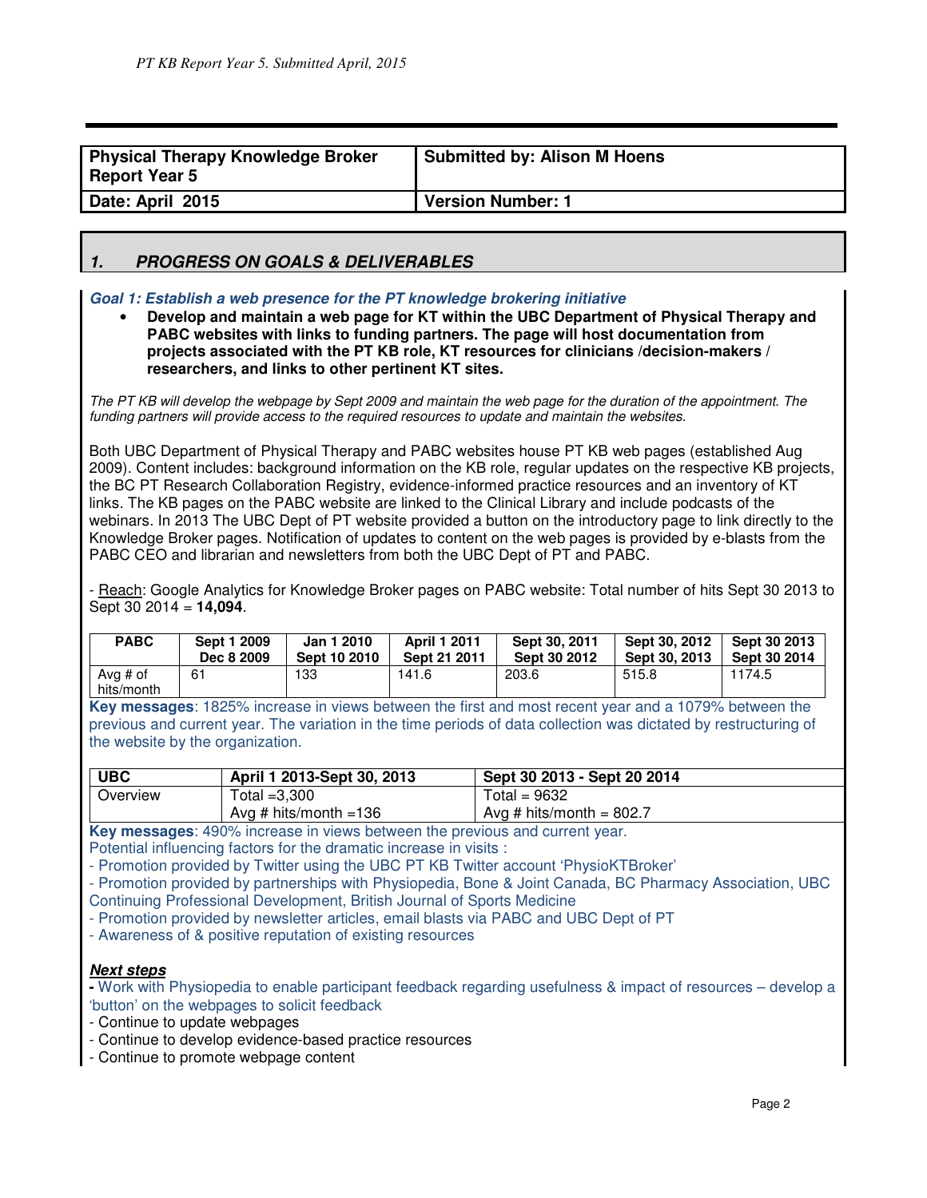| Physical Therapy Knowledge Broker Report Year 5 | Submitted by: Alison M Hoens |
|---|---|
| Date: April 2015 | Version Number: 1 |

## *1. PROGRESS ON GOALS & DELIVERABLES*

***Goal 1: Establish a web presence for the PT knowledge brokering initiative***

- **Develop and maintain a web page for KT within the UBC Department of Physical Therapy and PABC websites with links to funding partners. The page will host documentation from projects associated with the PT KB role, KT resources for clinicians /decision-makers / researchers, and links to other pertinent KT sites.**

*The PT KB will develop the webpage by Sept 2009 and maintain the web page for the duration of the appointment. The funding partners will provide access to the required resources to update and maintain the websites.*

Both UBC Department of Physical Therapy and PABC websites house PT KB web pages (established Aug 2009). Content includes: background information on the KB role, regular updates on the respective KB projects, the BC PT Research Collaboration Registry, evidence-informed practice resources and an inventory of KT links. The KB pages on the PABC website are linked to the Clinical Library and include podcasts of the webinars. In 2013 The UBC Dept of PT website provided a button on the introductory page to link directly to the Knowledge Broker pages. Notification of updates to content on the web pages is provided by e-blasts from the PABC CEO and librarian and newsletters from both the UBC Dept of PT and PABC.

- Reach: Google Analytics for Knowledge Broker pages on PABC website: Total number of hits Sept 30 2013 to Sept 30 2014 = **14,094**.

| PABC | Sept 1 2009 Dec 8 2009 | Jan 1 2010 Sept 10 2010 | April 1 2011 Sept 21 2011 | Sept 30, 2011 Sept 30 2012 | Sept 30, 2012 Sept 30, 2013 | Sept 30 2013 Sept 30 2014 |
|---|---|---|---|---|---|---|
| Avg # of hits/month | 61 | 133 | 141.6 | 203.6 | 515.8 | 1174.5 |

**Key messages**: 1825% increase in views between the first and most recent year and a 1079% between the previous and current year. The variation in the time periods of data collection was dictated by restructuring of the website by the organization.

| UBC | April 1 2013-Sept 30, 2013 | Sept 30 2013 - Sept 20 2014 |
|---|---|---|
| Overview | Total =3,300<br>Avg # hits/month =136 | Total = 9632<br>Avg # hits/month = 802.7 |

**Key messages**: 490% increase in views between the previous and current year.
Potential influencing factors for the dramatic increase in visits :
- Promotion provided by Twitter using the UBC PT KB Twitter account 'PhysioKTBroker'
- Promotion provided by partnerships with Physiopedia, Bone & Joint Canada, BC Pharmacy Association, UBC Continuing Professional Development, British Journal of Sports Medicine
- Promotion provided by newsletter articles, email blasts via PABC and UBC Dept of PT
- Awareness of & positive reputation of existing resources

***Next steps***

- Work with Physiopedia to enable participant feedback regarding usefulness & impact of resources – develop a 'button' on the webpages to solicit feedback
- Continue to update webpages
- Continue to develop evidence-based practice resources
- Continue to promote webpage content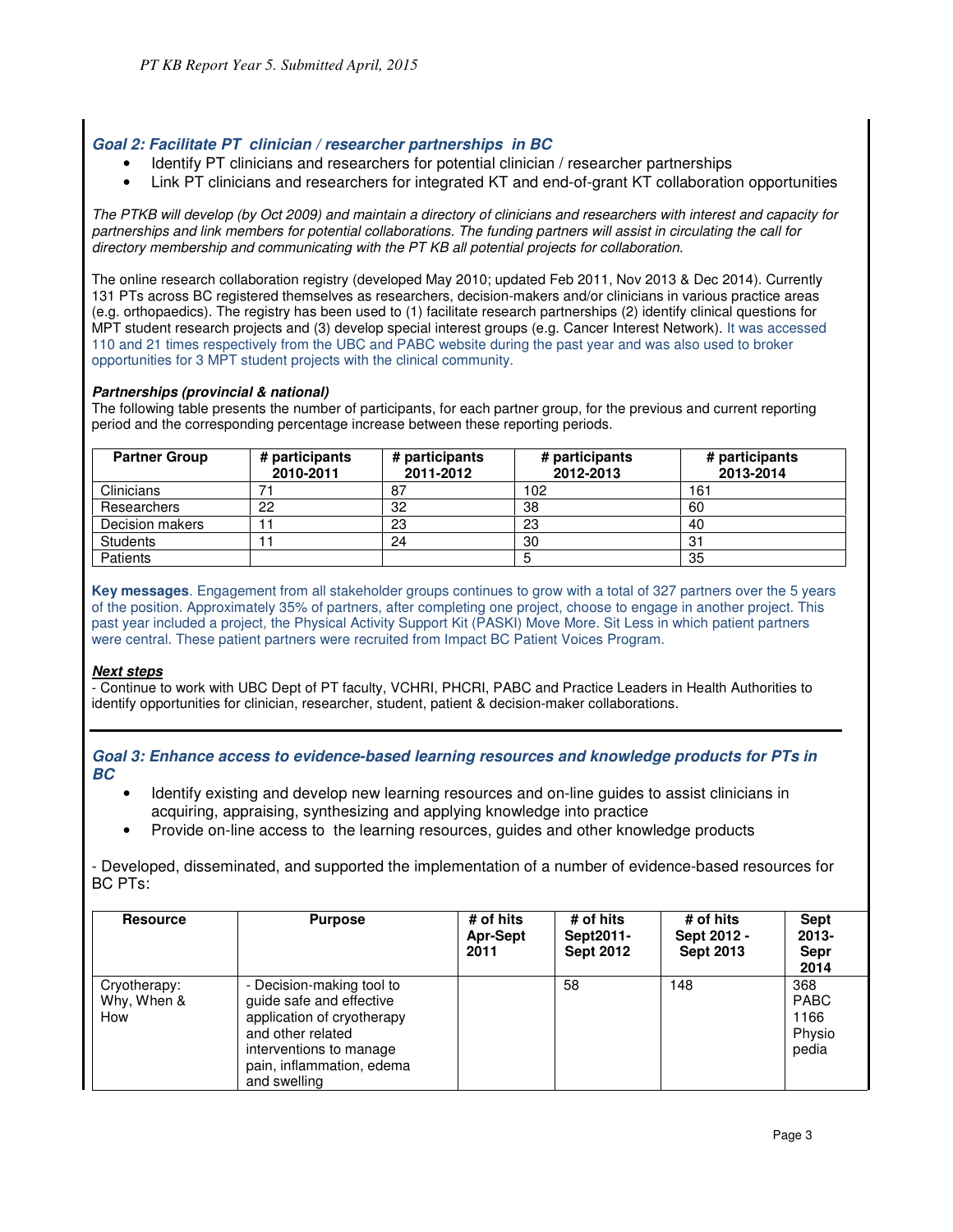### *Goal 2: Facilitate PT clinician / researcher partnerships in BC*

- Identify PT clinicians and researchers for potential clinician / researcher partnerships
- Link PT clinicians and researchers for integrated KT and end-of-grant KT collaboration opportunities

*The PTKB will develop (by Oct 2009) and maintain a directory of clinicians and researchers with interest and capacity for partnerships and link members for potential collaborations. The funding partners will assist in circulating the call for directory membership and communicating with the PT KB all potential projects for collaboration.*

The online research collaboration registry (developed May 2010; updated Feb 2011, Nov 2013 & Dec 2014). Currently 131 PTs across BC registered themselves as researchers, decision-makers and/or clinicians in various practice areas (e.g. orthopaedics). The registry has been used to (1) facilitate research partnerships (2) identify clinical questions for MPT student research projects and (3) develop special interest groups (e.g. Cancer Interest Network). It was accessed 110 and 21 times respectively from the UBC and PABC website during the past year and was also used to broker opportunities for 3 MPT student projects with the clinical community.

***Partnerships (provincial & national)***

The following table presents the number of participants, for each partner group, for the previous and current reporting period and the corresponding percentage increase between these reporting periods.

| Partner Group | # participants 2010-2011 | # participants 2011-2012 | # participants 2012-2013 | # participants 2013-2014 |
|---|---|---|---|---|
| Clinicians | 71 | 87 | 102 | 161 |
| Researchers | 22 | 32 | 38 | 60 |
| Decision makers | 11 | 23 | 23 | 40 |
| Students | 11 | 24 | 30 | 31 |
| Patients | | | 5 | 35 |

**Key messages**. Engagement from all stakeholder groups continues to grow with a total of 327 partners over the 5 years of the position. Approximately 35% of partners, after completing one project, choose to engage in another project. This past year included a project, the Physical Activity Support Kit (PASKI) Move More. Sit Less in which patient partners were central. These patient partners were recruited from Impact BC Patient Voices Program.

***Next steps***

- Continue to work with UBC Dept of PT faculty, VCHRI, PHCRI, PABC and Practice Leaders in Health Authorities to identify opportunities for clinician, researcher, student, patient & decision-maker collaborations.

### *Goal 3: Enhance access to evidence-based learning resources and knowledge products for PTs in BC*

- Identify existing and develop new learning resources and on-line guides to assist clinicians in acquiring, appraising, synthesizing and applying knowledge into practice
- Provide on-line access to the learning resources, guides and other knowledge products

- Developed, disseminated, and supported the implementation of a number of evidence-based resources for BC PTs:

| Resource | Purpose | # of hits Apr-Sept 2011 | # of hits Sept2011-Sept 2012 | # of hits Sept 2012 - Sept 2013 | Sept 2013-Sepr 2014 |
|---|---|---|---|---|---|
| Cryotherapy: Why, When & How | - Decision-making tool to guide safe and effective application of cryotherapy and other related interventions to manage pain, inflammation, edema and swelling | | 58 | 148 | 368 PABC 1166 Physiopedia |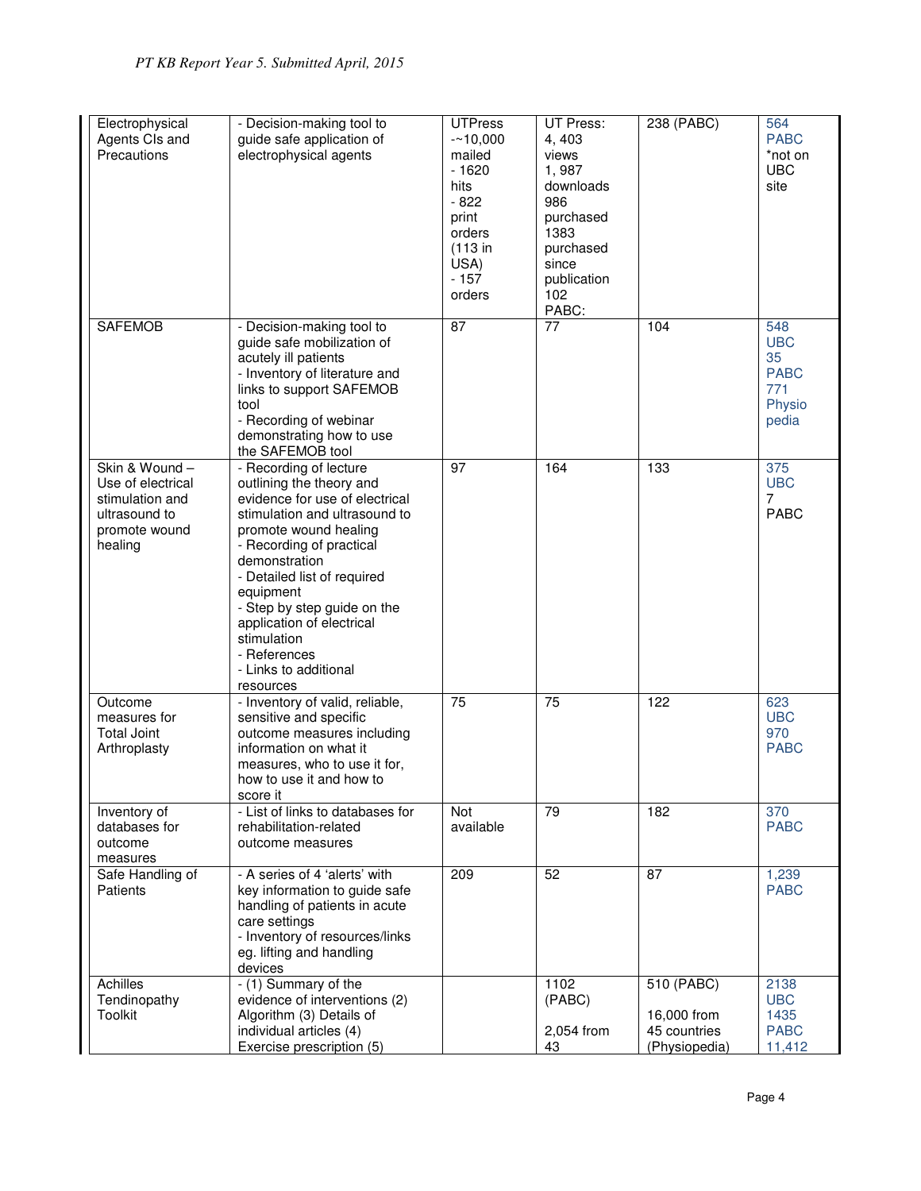| Electrophysical Agents CIs and Precautions | - Decision-making tool to guide safe application of electrophysical agents | UTPress -~10,000 mailed - 1620 hits - 822 print orders (113 in USA) - 157 orders | UT Press: 4, 403 views 1, 987 downloads 986 purchased 1383 purchased since publication 102 PABC: | 238 (PABC) | 564 PABC *not on UBC site |
|---|---|---|---|---|---|
| SAFEMOB | - Decision-making tool to guide safe mobilization of acutely ill patients - Inventory of literature and links to support SAFEMOB tool - Recording of webinar demonstrating how to use the SAFEMOB tool | 87 | 77 | 104 | 548 UBC 35 PABC 771 Physio pedia |
| Skin & Wound – Use of electrical stimulation and ultrasound to promote wound healing | - Recording of lecture outlining the theory and evidence for use of electrical stimulation and ultrasound to promote wound healing - Recording of practical demonstration - Detailed list of required equipment - Step by step guide on the application of electrical stimulation - References - Links to additional resources | 97 | 164 | 133 | 375 UBC 7 PABC |
| Outcome measures for Total Joint Arthroplasty | - Inventory of valid, reliable, sensitive and specific outcome measures including information on what it measures, who to use it for, how to use it and how to score it | 75 | 75 | 122 | 623 UBC 970 PABC |
| Inventory of databases for outcome measures | - List of links to databases for rehabilitation-related outcome measures | Not available | 79 | 182 | 370 PABC |
| Safe Handling of Patients | - A series of 4 'alerts' with key information to guide safe handling of patients in acute care settings - Inventory of resources/links eg. lifting and handling devices | 209 | 52 | 87 | 1,239 PABC |
| Achilles Tendinopathy Toolkit | - (1) Summary of the evidence of interventions (2) Algorithm (3) Details of individual articles (4) Exercise prescription (5) | | 1102 (PABC) 2,054 from 43 | 510 (PABC) 16,000 from 45 countries (Physiopedia) | 2138 UBC 1435 PABC 11,412 |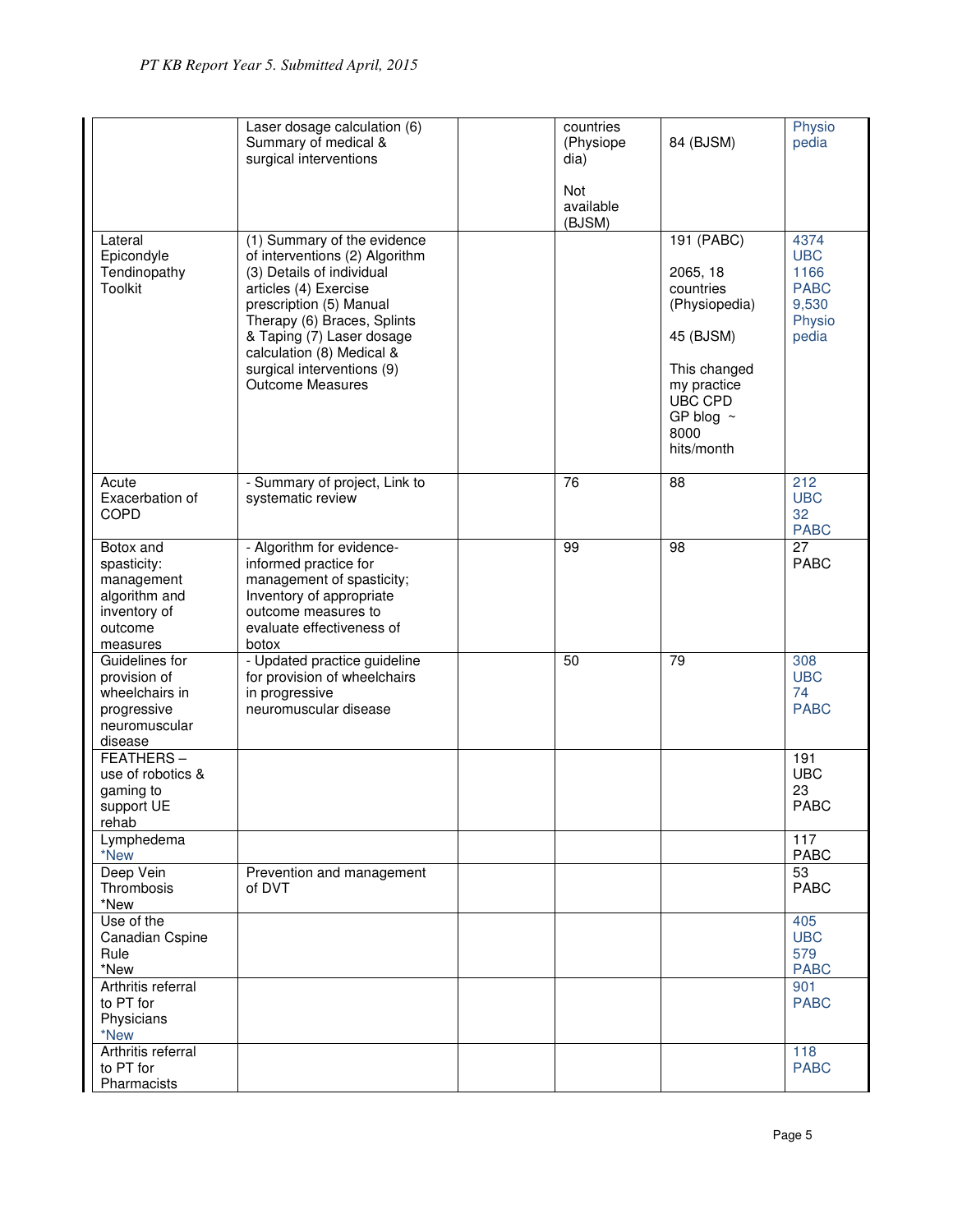| | | | | | |
|---|---|---|---|---|---|
| | Laser dosage calculation (6) Summary of medical & surgical interventions | | countries (Physiopedia)<br><br>Not available (BJSM) | 84 (BJSM) | Physiopedia |
| Lateral Epicondyle Tendinopathy Toolkit | (1) Summary of the evidence of interventions (2) Algorithm (3) Details of individual articles (4) Exercise prescription (5) Manual Therapy (6) Braces, Splints & Taping (7) Laser dosage calculation (8) Medical & surgical interventions (9) Outcome Measures | | | 191 (PABC)<br><br>2065, 18 countries (Physiopedia)<br><br>45 (BJSM)<br><br>This changed my practice UBC CPD GP blog ~ 8000 hits/month | 4374 UBC 1166 PABC 9,530 Physiopedia |
| Acute Exacerbation of COPD | - Summary of project, Link to systematic review | | 76 | 88 | 212 UBC 32 PABC |
| Botox and spasticity: management algorithm and inventory of outcome measures | - Algorithm for evidence-informed practice for management of spasticity; Inventory of appropriate outcome measures to evaluate effectiveness of botox | | 99 | 98 | 27 PABC |
| Guidelines for provision of wheelchairs in progressive neuromuscular disease | - Updated practice guideline for provision of wheelchairs in progressive neuromuscular disease | | 50 | 79 | 308 UBC 74 PABC |
| FEATHERS – use of robotics & gaming to support UE rehab | | | | | 191 UBC 23 PABC |
| Lymphedema *New | | | | | 117 PABC |
| Deep Vein Thrombosis *New | Prevention and management of DVT | | | | 53 PABC |
| Use of the Canadian Cspine Rule *New | | | | | 405 UBC 579 PABC |
| Arthritis referral to PT for Physicians *New | | | | | 901 PABC |
| Arthritis referral to PT for Pharmacists | | | | | 118 PABC |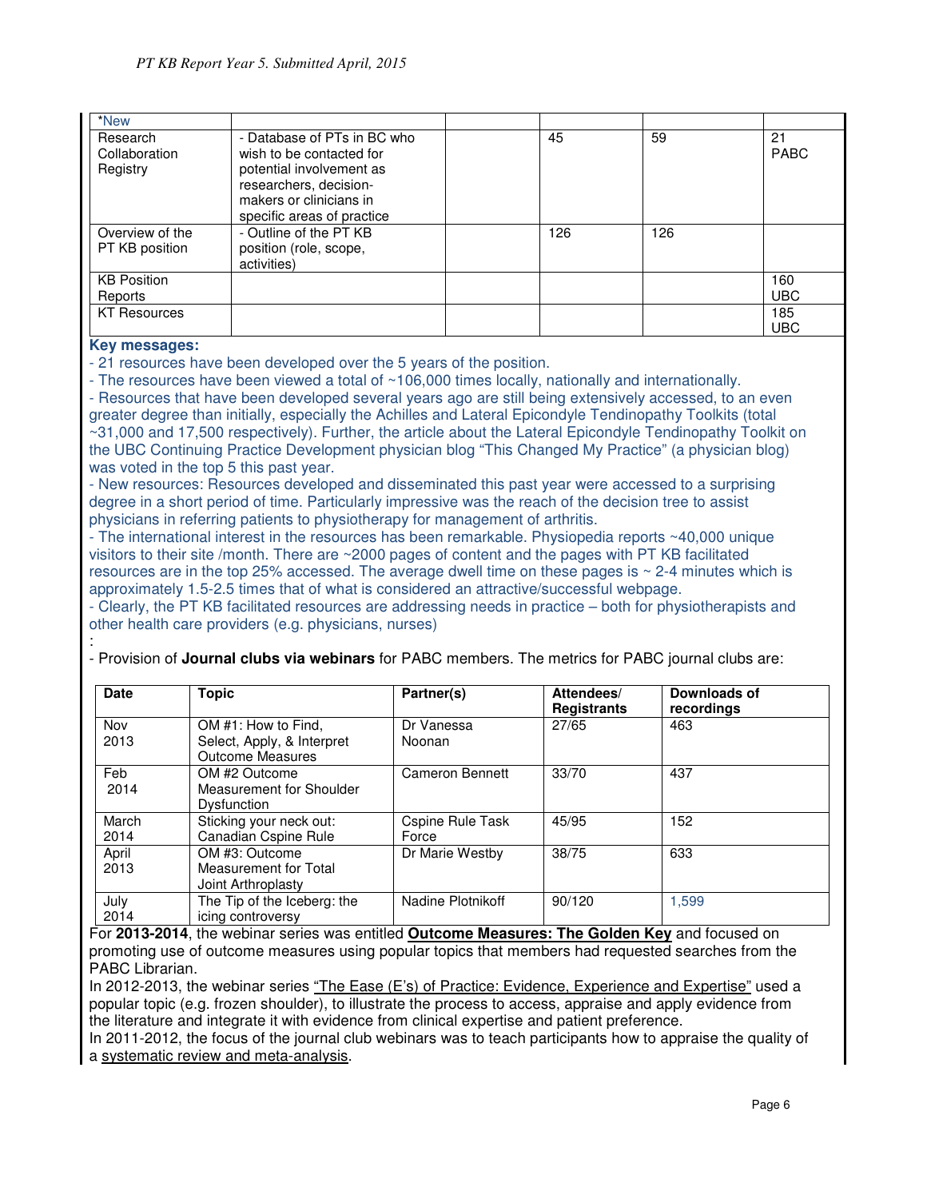| *New | | | | | |
|---|---|---|---|---|---|
| Research Collaboration Registry | - Database of PTs in BC who wish to be contacted for potential involvement as researchers, decision-makers or clinicians in specific areas of practice | | 45 | 59 | 21 PABC |
| Overview of the PT KB position | - Outline of the PT KB position (role, scope, activities) | | 126 | 126 | |
| KB Position Reports | | | | | 160 UBC |
| KT Resources | | | | | 185 UBC |

**Key messages:**

- 21 resources have been developed over the 5 years of the position.
- The resources have been viewed a total of ~106,000 times locally, nationally and internationally.
- Resources that have been developed several years ago are still being extensively accessed, to an even greater degree than initially, especially the Achilles and Lateral Epicondyle Tendinopathy Toolkits (total ~31,000 and 17,500 respectively). Further, the article about the Lateral Epicondyle Tendinopathy Toolkit on the UBC Continuing Practice Development physician blog "This Changed My Practice" (a physician blog) was voted in the top 5 this past year.
- New resources: Resources developed and disseminated this past year were accessed to a surprising degree in a short period of time. Particularly impressive was the reach of the decision tree to assist physicians in referring patients to physiotherapy for management of arthritis.
- The international interest in the resources has been remarkable. Physiopedia reports ~40,000 unique visitors to their site /month. There are ~2000 pages of content and the pages with PT KB facilitated resources are in the top 25% accessed. The average dwell time on these pages is ~ 2-4 minutes which is approximately 1.5-2.5 times that of what is considered an attractive/successful webpage.
- Clearly, the PT KB facilitated resources are addressing needs in practice – both for physiotherapists and other health care providers (e.g. physicians, nurses)

:

- Provision of **Journal clubs via webinars** for PABC members. The metrics for PABC journal clubs are:

| Date | Topic | Partner(s) | Attendees/ Registrants | Downloads of recordings |
|---|---|---|---|---|
| Nov 2013 | OM #1: How to Find, Select, Apply, & Interpret Outcome Measures | Dr Vanessa Noonan | 27/65 | 463 |
| Feb 2014 | OM #2 Outcome Measurement for Shoulder Dysfunction | Cameron Bennett | 33/70 | 437 |
| March 2014 | Sticking your neck out: Canadian Cspine Rule | Cspine Rule Task Force | 45/95 | 152 |
| April 2013 | OM #3: Outcome Measurement for Total Joint Arthroplasty | Dr Marie Westby | 38/75 | 633 |
| July 2014 | The Tip of the Iceberg: the icing controversy | Nadine Plotnikoff | 90/120 | 1,599 |

For **2013-2014**, the webinar series was entitled **Outcome Measures: The Golden Key** and focused on promoting use of outcome measures using popular topics that members had requested searches from the PABC Librarian.

In 2012-2013, the webinar series "The Ease (E's) of Practice: Evidence, Experience and Expertise" used a popular topic (e.g. frozen shoulder), to illustrate the process to access, appraise and apply evidence from the literature and integrate it with evidence from clinical expertise and patient preference.

In 2011-2012, the focus of the journal club webinars was to teach participants how to appraise the quality of a systematic review and meta-analysis.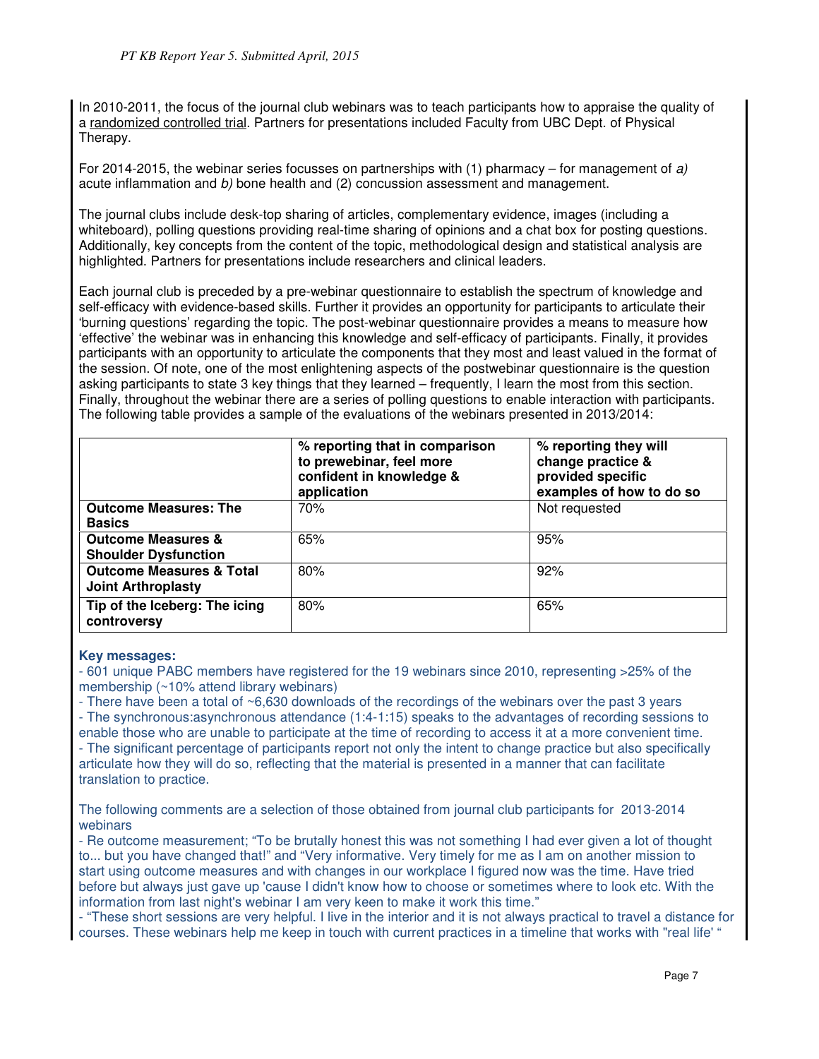In 2010-2011, the focus of the journal club webinars was to teach participants how to appraise the quality of a randomized controlled trial. Partners for presentations included Faculty from UBC Dept. of Physical Therapy.

For 2014-2015, the webinar series focusses on partnerships with (1) pharmacy – for management of *a)* acute inflammation and *b)* bone health and (2) concussion assessment and management.

The journal clubs include desk-top sharing of articles, complementary evidence, images (including a whiteboard), polling questions providing real-time sharing of opinions and a chat box for posting questions. Additionally, key concepts from the content of the topic, methodological design and statistical analysis are highlighted. Partners for presentations include researchers and clinical leaders.

Each journal club is preceded by a pre-webinar questionnaire to establish the spectrum of knowledge and self-efficacy with evidence-based skills. Further it provides an opportunity for participants to articulate their 'burning questions' regarding the topic. The post-webinar questionnaire provides a means to measure how 'effective' the webinar was in enhancing this knowledge and self-efficacy of participants. Finally, it provides participants with an opportunity to articulate the components that they most and least valued in the format of the session. Of note, one of the most enlightening aspects of the postwebinar questionnaire is the question asking participants to state 3 key things that they learned – frequently, I learn the most from this section. Finally, throughout the webinar there are a series of polling questions to enable interaction with participants. The following table provides a sample of the evaluations of the webinars presented in 2013/2014:

| | **% reporting that in comparison to prewebinar, feel more confident in knowledge & application** | **% reporting they will change practice & provided specific examples of how to do so** |
|---|---|---|
| **Outcome Measures: The Basics** | 70% | Not requested |
| **Outcome Measures & Shoulder Dysfunction** | 65% | 95% |
| **Outcome Measures & Total Joint Arthroplasty** | 80% | 92% |
| **Tip of the Iceberg: The icing controversy** | 80% | 65% |

**Key messages:**

- 601 unique PABC members have registered for the 19 webinars since 2010, representing >25% of the membership (~10% attend library webinars)
- There have been a total of ~6,630 downloads of the recordings of the webinars over the past 3 years
- The synchronous:asynchronous attendance (1:4-1:15) speaks to the advantages of recording sessions to enable those who are unable to participate at the time of recording to access it at a more convenient time.
- The significant percentage of participants report not only the intent to change practice but also specifically articulate how they will do so, reflecting that the material is presented in a manner that can facilitate translation to practice.

The following comments are a selection of those obtained from journal club participants for 2013-2014 webinars

- Re outcome measurement; "To be brutally honest this was not something I had ever given a lot of thought to... but you have changed that!" and "Very informative. Very timely for me as I am on another mission to start using outcome measures and with changes in our workplace I figured now was the time. Have tried before but always just gave up 'cause I didn't know how to choose or sometimes where to look etc. With the information from last night's webinar I am very keen to make it work this time."
- "These short sessions are very helpful. I live in the interior and it is not always practical to travel a distance for courses. These webinars help me keep in touch with current practices in a timeline that works with "real life' "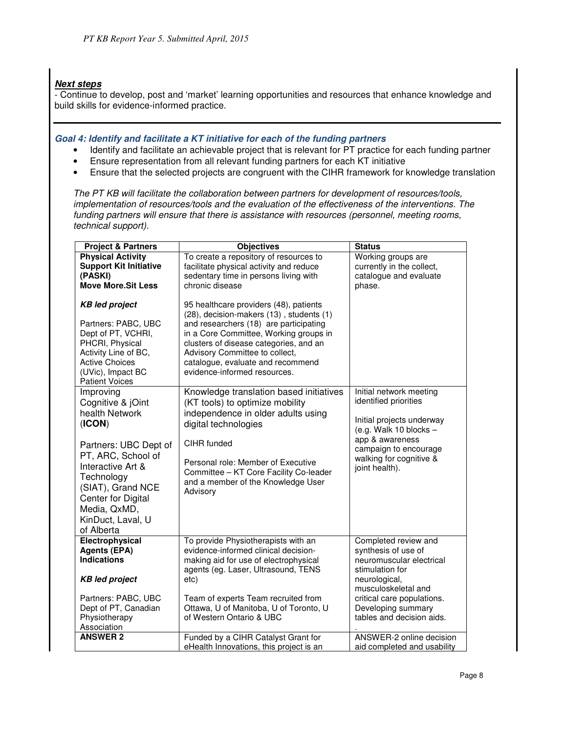***Next steps***

- Continue to develop, post and 'market' learning opportunities and resources that enhance knowledge and build skills for evidence-informed practice.

---

### *Goal 4: Identify and facilitate a KT initiative for each of the funding partners*

- Identify and facilitate an achievable project that is relevant for PT practice for each funding partner
- Ensure representation from all relevant funding partners for each KT initiative
- Ensure that the selected projects are congruent with the CIHR framework for knowledge translation

*The PT KB will facilitate the collaboration between partners for development of resources/tools, implementation of resources/tools and the evaluation of the effectiveness of the interventions. The funding partners will ensure that there is assistance with resources (personnel, meeting rooms, technical support).*

| Project & Partners | Objectives | Status |
|---|---|---|
| **Physical Activity Support Kit Initiative (PASKI)**<br>**Move More.Sit Less**<br><br>***KB led project***<br><br>Partners: PABC, UBC Dept of PT, VCHRI, PHCRI, Physical Activity Line of BC, Active Choices (UVic), Impact BC Patient Voices | To create a repository of resources to facilitate physical activity and reduce sedentary time in persons living with chronic disease<br><br>95 healthcare providers (48), patients (28), decision-makers (13) , students (1) and researchers (18) are participating in a Core Committee, Working groups in clusters of disease categories, and an Advisory Committee to collect, catalogue, evaluate and recommend evidence-informed resources. | Working groups are currently in the collect, catalogue and evaluate phase. |
| Improving Cognitive & jOint health Network (**ICON**)<br><br>Partners: UBC Dept of PT, ARC, School of Interactive Art & Technology (SIAT), Grand NCE Center for Digital Media, QxMD, KinDuct, Laval, U of Alberta | Knowledge translation based initiatives (KT tools) to optimize mobility independence in older adults using digital technologies<br><br>CIHR funded<br><br>Personal role: Member of Executive Committee – KT Core Facility Co-leader and a member of the Knowledge User Advisory | Initial network meeting identified priorities<br><br>Initial projects underway (e.g. Walk 10 blocks – app & awareness campaign to encourage walking for cognitive & joint health). |
| **Electrophysical Agents (EPA) Indications**<br><br>***KB led project***<br><br>Partners: PABC, UBC Dept of PT, Canadian Physiotherapy Association | To provide Physiotherapists with an evidence-informed clinical decision-making aid for use of electrophysical agents (eg. Laser, Ultrasound, TENS etc)<br><br>Team of experts Team recruited from Ottawa, U of Manitoba, U of Toronto, U of Western Ontario & UBC | Completed review and synthesis of use of neuromuscular electrical stimulation for neurological, musculoskeletal and critical care populations. Developing summary tables and decision aids.<br>. |
| **ANSWER 2** | Funded by a CIHR Catalyst Grant for eHealth Innovations, this project is an | ANSWER-2 online decision aid completed and usability |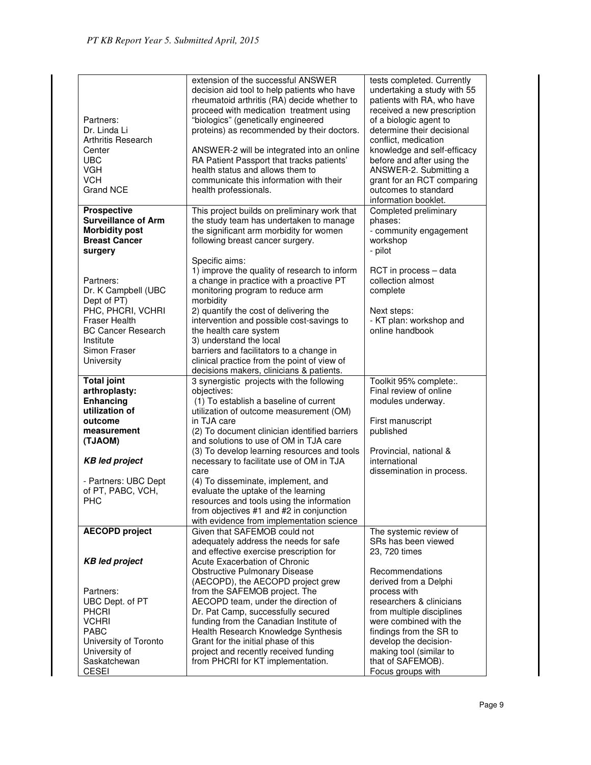| | | |
|---|---|---|
| Partners:<br>Dr. Linda Li<br>Arthritis Research Center<br>UBC<br>VGH<br>VCH<br>Grand NCE | extension of the successful ANSWER decision aid tool to help patients who have rheumatoid arthritis (RA) decide whether to proceed with medication treatment using "biologics" (genetically engineered proteins) as recommended by their doctors.<br><br>ANSWER-2 will be integrated into an online RA Patient Passport that tracks patients' health status and allows them to communicate this information with their health professionals. | tests completed. Currently undertaking a study with 55 patients with RA, who have received a new prescription of a biologic agent to determine their decisional conflict, medication knowledge and self-efficacy before and after using the ANSWER-2. Submitting a grant for an RCT comparing outcomes to standard information booklet. |
| **Prospective Surveillance of Arm Morbidity post Breast Cancer surgery**<br><br>Partners:<br>Dr. K Campbell (UBC Dept of PT)<br>PHC, PHCRI, VCHRI<br>Fraser Health<br>BC Cancer Research Institute<br>Simon Fraser University | This project builds on preliminary work that the study team has undertaken to manage the significant arm morbidity for women following breast cancer surgery.<br><br>Specific aims:<br>1) improve the quality of research to inform a change in practice with a proactive PT monitoring program to reduce arm morbidity<br>2) quantify the cost of delivering the intervention and possible cost-savings to the health care system<br>3) understand the local barriers and facilitators to a change in clinical practice from the point of view of decisions makers, clinicians & patients. | Completed preliminary phases:<br>- community engagement workshop<br>- pilot<br><br>RCT in process – data collection almost complete<br><br>Next steps:<br>- KT plan: workshop and online handbook |
| **Total joint arthroplasty: Enhancing utilization of outcome measurement (TJAOM)**<br><br>***KB led project***<br><br>- Partners: UBC Dept of PT, PABC, VCH, PHC | 3 synergistic projects with the following objectives:<br>(1) To establish a baseline of current utilization of outcome measurement (OM) in TJA care<br>(2) To document clinician identified barriers and solutions to use of OM in TJA care<br>(3) To develop learning resources and tools necessary to facilitate use of OM in TJA care<br>(4) To disseminate, implement, and evaluate the uptake of the learning resources and tools using the information from objectives #1 and #2 in conjunction with evidence from implementation science | Toolkit 95% complete:. Final review of online modules underway.<br><br>First manuscript published<br><br>Provincial, national & international dissemination in process. |
| **AECOPD project**<br><br>***KB led project***<br><br>Partners:<br>UBC Dept. of PT<br>PHCRI<br>VCHRI<br>PABC<br>University of Toronto<br>University of Saskatchewan<br>CESEI | Given that SAFEMOB could not adequately address the needs for safe and effective exercise prescription for Acute Exacerbation of Chronic Obstructive Pulmonary Disease (AECOPD), the AECOPD project grew from the SAFEMOB project. The AECOPD team, under the direction of Dr. Pat Camp, successfully secured funding from the Canadian Institute of Health Research Knowledge Synthesis Grant for the initial phase of this project and recently received funding from PHCRI for KT implementation. | The systemic review of SRs has been viewed 23, 720 times<br><br>Recommendations derived from a Delphi process with researchers & clinicians from multiple disciplines were combined with the findings from the SR to develop the decision-making tool (similar to that of SAFEMOB).<br>Focus groups with |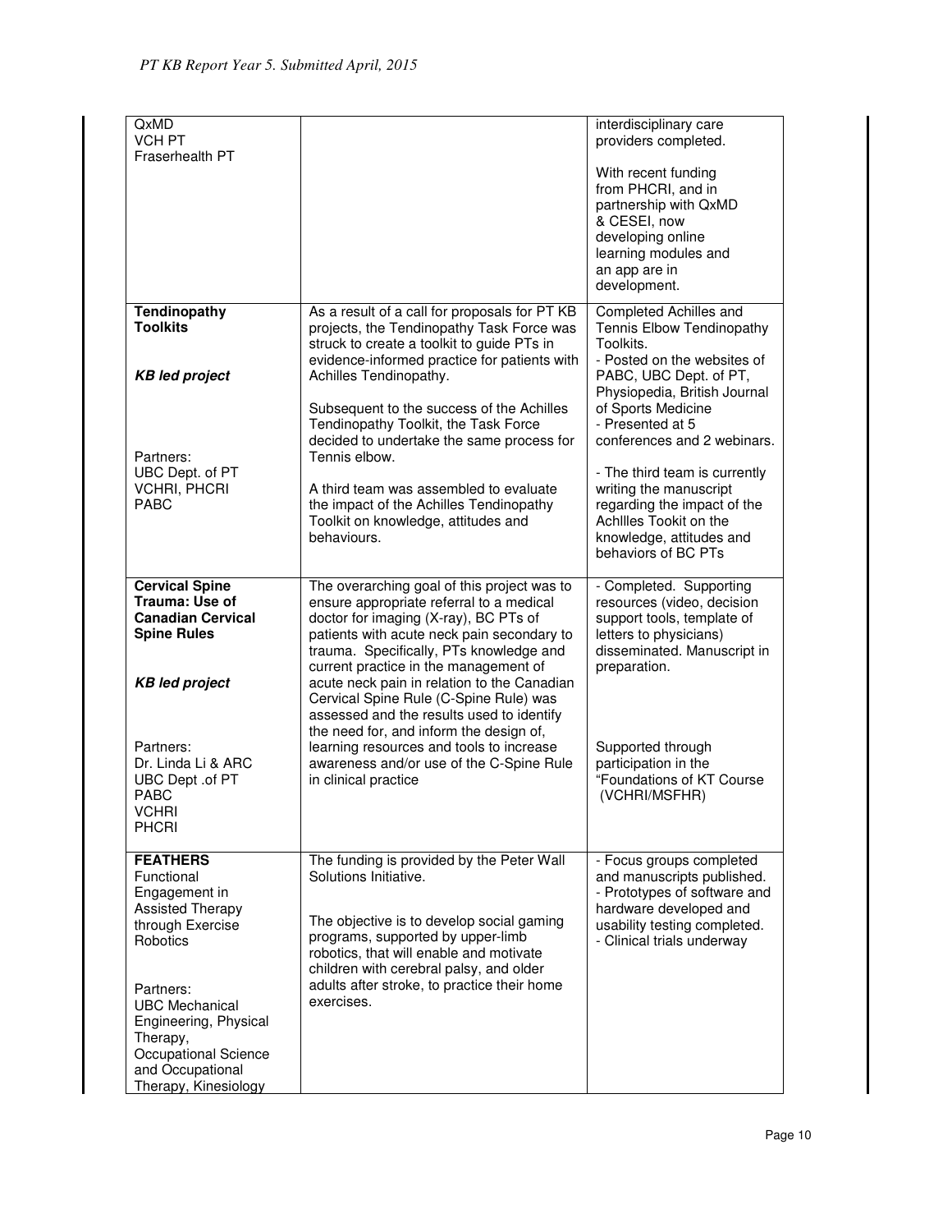| | | |
|---|---|---|
| QxMD<br>VCH PT<br>Fraserhealth PT | | interdisciplinary care providers completed.<br><br>With recent funding from PHCRI, and in partnership with QxMD & CESEI, now developing online learning modules and an app are in development. |
| **Tendinopathy Toolkits**<br><br>***KB led project***<br><br>Partners:<br>UBC Dept. of PT<br>VCHRI, PHCRI<br>PABC | As a result of a call for proposals for PT KB projects, the Tendinopathy Task Force was struck to create a toolkit to guide PTs in evidence-informed practice for patients with Achilles Tendinopathy.<br><br>Subsequent to the success of the Achilles Tendinopathy Toolkit, the Task Force decided to undertake the same process for Tennis elbow.<br><br>A third team was assembled to evaluate the impact of the Achilles Tendinopathy Toolkit on knowledge, attitudes and behaviours. | Completed Achilles and Tennis Elbow Tendinopathy Toolkits.<br>- Posted on the websites of PABC, UBC Dept. of PT, Physiopedia, British Journal of Sports Medicine<br>- Presented at 5 conferences and 2 webinars.<br><br>- The third team is currently writing the manuscript regarding the impact of the Achllles Tookit on the knowledge, attitudes and behaviors of BC PTs |
| **Cervical Spine Trauma: Use of Canadian Cervical Spine Rules**<br><br>***KB led project***<br><br>Partners:<br>Dr. Linda Li & ARC<br>UBC Dept .of PT<br>PABC<br>VCHRI<br>PHCRI | The overarching goal of this project was to ensure appropriate referral to a medical doctor for imaging (X-ray), BC PTs of patients with acute neck pain secondary to trauma. Specifically, PTs knowledge and current practice in the management of acute neck pain in relation to the Canadian Cervical Spine Rule (C-Spine Rule) was assessed and the results used to identify the need for, and inform the design of, learning resources and tools to increase awareness and/or use of the C-Spine Rule in clinical practice | - Completed. Supporting resources (video, decision support tools, template of letters to physicians) disseminated. Manuscript in preparation.<br><br>Supported through participation in the "Foundations of KT Course (VCHRI/MSFHR) |
| **FEATHERS**<br>Functional Engagement in Assisted Therapy through Exercise Robotics<br><br>Partners:<br>UBC Mechanical Engineering, Physical Therapy, Occupational Science and Occupational Therapy, Kinesiology | The funding is provided by the Peter Wall Solutions Initiative.<br><br>The objective is to develop social gaming programs, supported by upper-limb robotics, that will enable and motivate children with cerebral palsy, and older adults after stroke, to practice their home exercises. | - Focus groups completed and manuscripts published.<br>- Prototypes of software and hardware developed and usability testing completed.<br>- Clinical trials underway |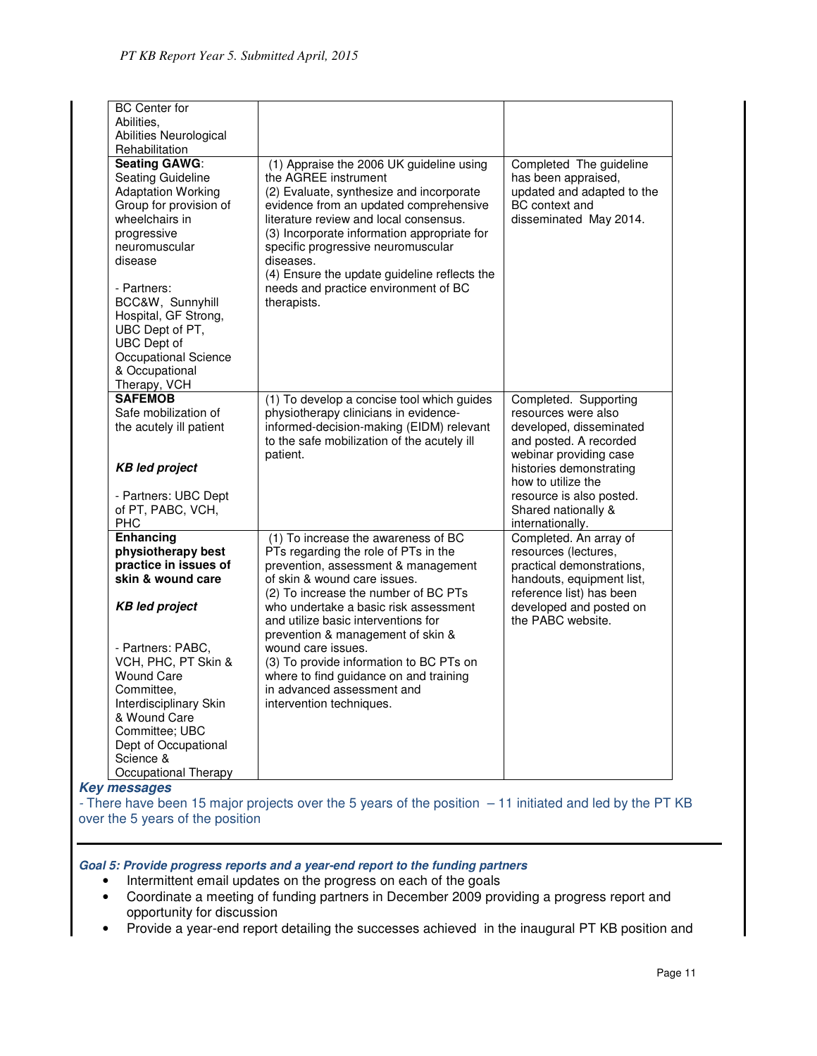| | | |
|---|---|---|
| BC Center for Abilities, Abilities Neurological Rehabilitation | | |
| **Seating GAWG**: Seating Guideline Adaptation Working Group for provision of wheelchairs in progressive neuromuscular disease<br><br>- Partners: BCC&W, Sunnyhill Hospital, GF Strong, UBC Dept of PT, UBC Dept of Occupational Science & Occupational Therapy, VCH | (1) Appraise the 2006 UK guideline using the AGREE instrument<br>(2) Evaluate, synthesize and incorporate evidence from an updated comprehensive literature review and local consensus.<br>(3) Incorporate information appropriate for specific progressive neuromuscular diseases.<br>(4) Ensure the update guideline reflects the needs and practice environment of BC therapists. | Completed The guideline has been appraised, updated and adapted to the BC context and disseminated May 2014. |
| **SAFEMOB**<br>Safe mobilization of the acutely ill patient<br><br>***KB led project***<br><br>- Partners: UBC Dept of PT, PABC, VCH, PHC | (1) To develop a concise tool which guides physiotherapy clinicians in evidence-informed-decision-making (EIDM) relevant to the safe mobilization of the acutely ill patient. | Completed. Supporting resources were also developed, disseminated and posted. A recorded webinar providing case histories demonstrating how to utilize the resource is also posted. Shared nationally & internationally. |
| **Enhancing physiotherapy best practice in issues of skin & wound care**<br><br>***KB led project***<br><br>- Partners: PABC, VCH, PHC, PT Skin & Wound Care Committee, Interdisciplinary Skin & Wound Care Committee; UBC Dept of Occupational Science & Occupational Therapy | (1) To increase the awareness of BC PTs regarding the role of PTs in the prevention, assessment & management of skin & wound care issues.<br>(2) To increase the number of BC PTs who undertake a basic risk assessment and utilize basic interventions for prevention & management of skin & wound care issues.<br>(3) To provide information to BC PTs on where to find guidance on and training in advanced assessment and intervention techniques. | Completed. An array of resources (lectures, practical demonstrations, handouts, equipment list, reference list) has been developed and posted on the PABC website. |

***Key messages***

- There have been 15 major projects over the 5 years of the position – 11 initiated and led by the PT KB over the 5 years of the position

---

***Goal 5: Provide progress reports and a year-end report to the funding partners***

- Intermittent email updates on the progress on each of the goals
- Coordinate a meeting of funding partners in December 2009 providing a progress report and opportunity for discussion
- Provide a year-end report detailing the successes achieved in the inaugural PT KB position and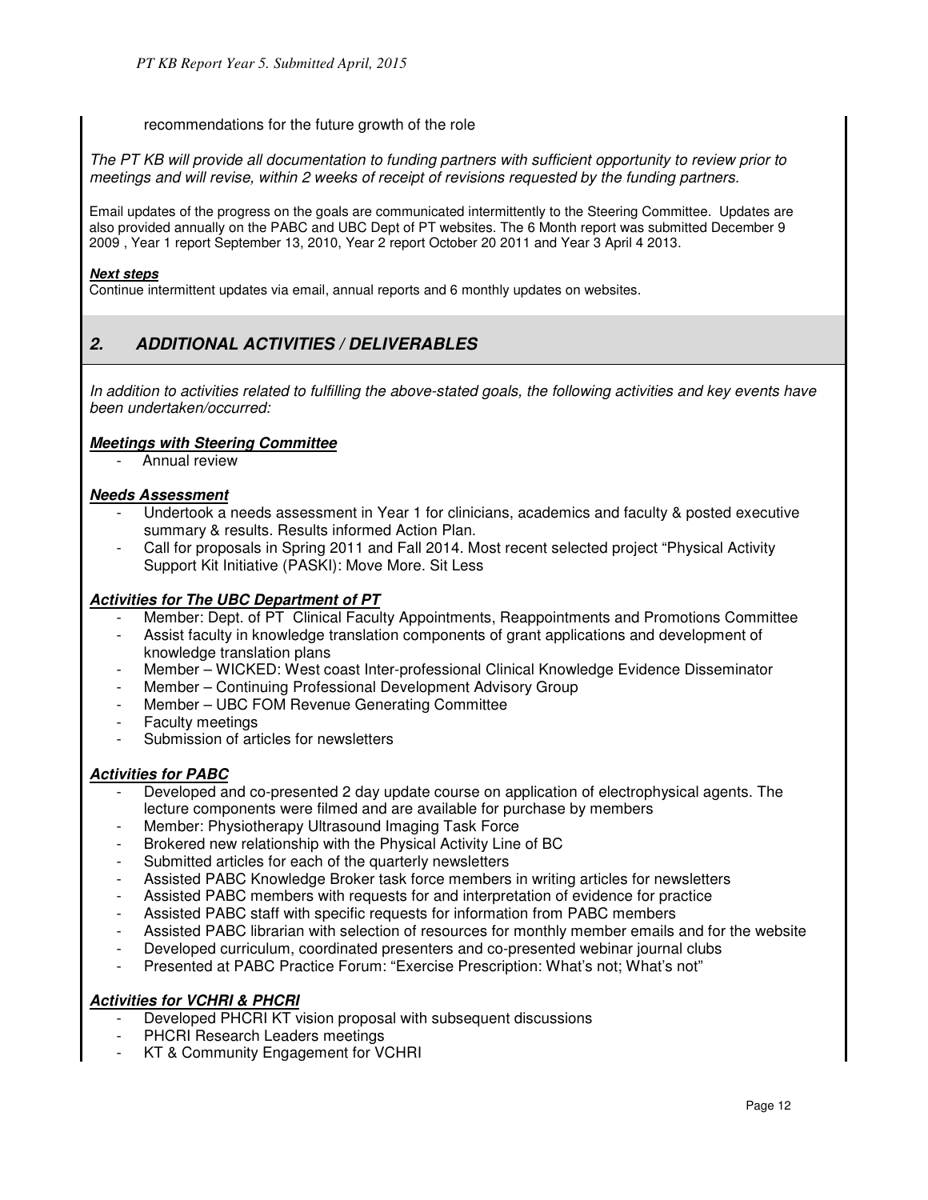recommendations for the future growth of the role

*The PT KB will provide all documentation to funding partners with sufficient opportunity to review prior to meetings and will revise, within 2 weeks of receipt of revisions requested by the funding partners.*

Email updates of the progress on the goals are communicated intermittently to the Steering Committee. Updates are also provided annually on the PABC and UBC Dept of PT websites. The 6 Month report was submitted December 9 2009 , Year 1 report September 13, 2010, Year 2 report October 20 2011 and Year 3 April 4 2013.

***Next steps***

Continue intermittent updates via email, annual reports and 6 monthly updates on websites.

## *2. ADDITIONAL ACTIVITIES / DELIVERABLES*

*In addition to activities related to fulfilling the above-stated goals, the following activities and key events have been undertaken/occurred:*

***Meetings with Steering Committee***

- Annual review

***Needs Assessment***

- Undertook a needs assessment in Year 1 for clinicians, academics and faculty & posted executive summary & results. Results informed Action Plan.
- Call for proposals in Spring 2011 and Fall 2014. Most recent selected project "Physical Activity Support Kit Initiative (PASKI): Move More. Sit Less

***Activities for The UBC Department of PT***

- Member: Dept. of PT Clinical Faculty Appointments, Reappointments and Promotions Committee
- Assist faculty in knowledge translation components of grant applications and development of knowledge translation plans
- Member – WICKED: West coast Inter-professional Clinical Knowledge Evidence Disseminator
- Member – Continuing Professional Development Advisory Group
- Member – UBC FOM Revenue Generating Committee
- Faculty meetings
- Submission of articles for newsletters

***Activities for PABC***

- Developed and co-presented 2 day update course on application of electrophysical agents. The lecture components were filmed and are available for purchase by members
- Member: Physiotherapy Ultrasound Imaging Task Force
- Brokered new relationship with the Physical Activity Line of BC
- Submitted articles for each of the quarterly newsletters
- Assisted PABC Knowledge Broker task force members in writing articles for newsletters
- Assisted PABC members with requests for and interpretation of evidence for practice
- Assisted PABC staff with specific requests for information from PABC members
- Assisted PABC librarian with selection of resources for monthly member emails and for the website
- Developed curriculum, coordinated presenters and co-presented webinar journal clubs
- Presented at PABC Practice Forum: "Exercise Prescription: What's not; What's not"

***Activities for VCHRI & PHCRI***

- Developed PHCRI KT vision proposal with subsequent discussions
- PHCRI Research Leaders meetings
- KT & Community Engagement for VCHRI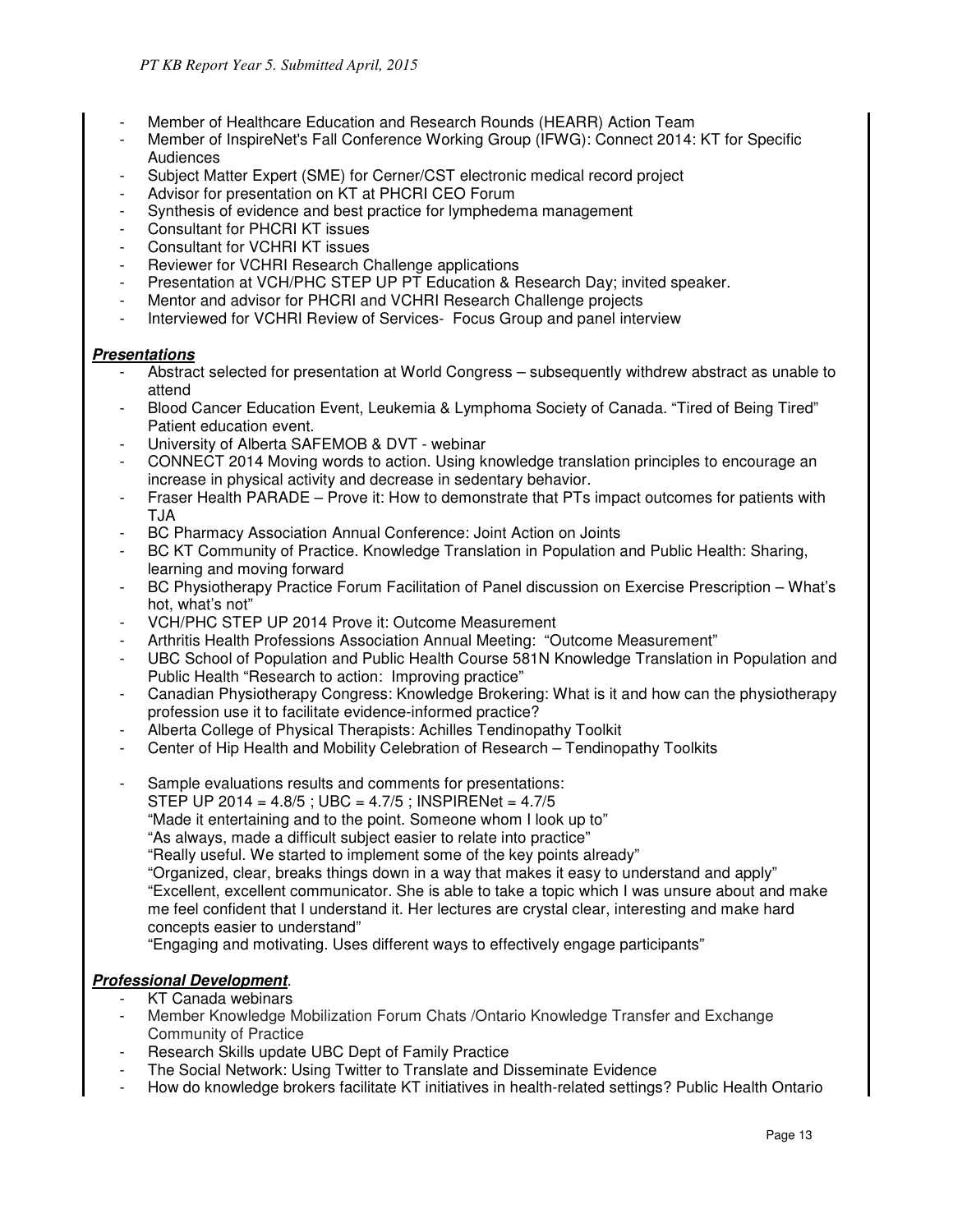- Member of Healthcare Education and Research Rounds (HEARR) Action Team
- Member of InspireNet's Fall Conference Working Group (IFWG): Connect 2014: KT for Specific Audiences
- Subject Matter Expert (SME) for Cerner/CST electronic medical record project
- Advisor for presentation on KT at PHCRI CEO Forum
- Synthesis of evidence and best practice for lymphedema management
- Consultant for PHCRI KT issues
- Consultant for VCHRI KT issues
- Reviewer for VCHRI Research Challenge applications
- Presentation at VCH/PHC STEP UP PT Education & Research Day; invited speaker.
- Mentor and advisor for PHCRI and VCHRI Research Challenge projects
- Interviewed for VCHRI Review of Services- Focus Group and panel interview

***Presentations***

- Abstract selected for presentation at World Congress – subsequently withdrew abstract as unable to attend
- Blood Cancer Education Event, Leukemia & Lymphoma Society of Canada. "Tired of Being Tired" Patient education event.
- University of Alberta SAFEMOB & DVT - webinar
- CONNECT 2014 Moving words to action. Using knowledge translation principles to encourage an increase in physical activity and decrease in sedentary behavior.
- Fraser Health PARADE – Prove it: How to demonstrate that PTs impact outcomes for patients with TJA
- BC Pharmacy Association Annual Conference: Joint Action on Joints
- BC KT Community of Practice. Knowledge Translation in Population and Public Health: Sharing, learning and moving forward
- BC Physiotherapy Practice Forum Facilitation of Panel discussion on Exercise Prescription – What's hot, what's not"
- VCH/PHC STEP UP 2014 Prove it: Outcome Measurement
- Arthritis Health Professions Association Annual Meeting: "Outcome Measurement"
- UBC School of Population and Public Health Course 581N Knowledge Translation in Population and Public Health "Research to action: Improving practice"
- Canadian Physiotherapy Congress: Knowledge Brokering: What is it and how can the physiotherapy profession use it to facilitate evidence-informed practice?
- Alberta College of Physical Therapists: Achilles Tendinopathy Toolkit
- Center of Hip Health and Mobility Celebration of Research – Tendinopathy Toolkits

- Sample evaluations results and comments for presentations:
  STEP UP 2014 = 4.8/5 ; UBC = 4.7/5 ; INSPIRENet = 4.7/5
  "Made it entertaining and to the point. Someone whom I look up to"
  "As always, made a difficult subject easier to relate into practice"
  "Really useful. We started to implement some of the key points already"
  "Organized, clear, breaks things down in a way that makes it easy to understand and apply"
  "Excellent, excellent communicator. She is able to take a topic which I was unsure about and make me feel confident that I understand it. Her lectures are crystal clear, interesting and make hard concepts easier to understand"
  "Engaging and motivating. Uses different ways to effectively engage participants"

***Professional Development*.**

- KT Canada webinars
- Member Knowledge Mobilization Forum Chats /Ontario Knowledge Transfer and Exchange Community of Practice
- Research Skills update UBC Dept of Family Practice
- The Social Network: Using Twitter to Translate and Disseminate Evidence
- How do knowledge brokers facilitate KT initiatives in health-related settings? Public Health Ontario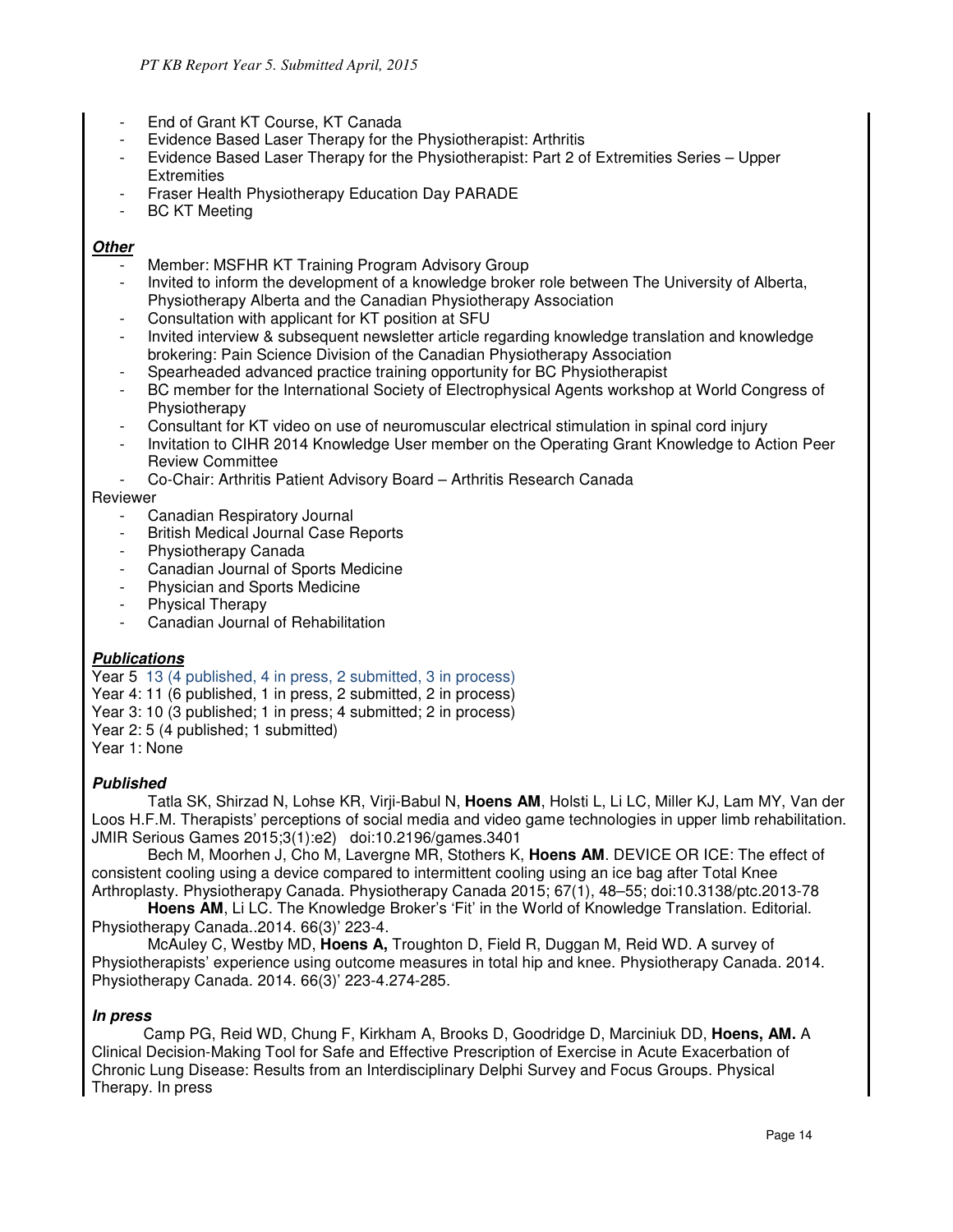- End of Grant KT Course, KT Canada
- Evidence Based Laser Therapy for the Physiotherapist: Arthritis
- Evidence Based Laser Therapy for the Physiotherapist: Part 2 of Extremities Series – Upper Extremities
- Fraser Health Physiotherapy Education Day PARADE
- BC KT Meeting

***Other***

- Member: MSFHR KT Training Program Advisory Group
- Invited to inform the development of a knowledge broker role between The University of Alberta, Physiotherapy Alberta and the Canadian Physiotherapy Association
- Consultation with applicant for KT position at SFU
- Invited interview & subsequent newsletter article regarding knowledge translation and knowledge brokering: Pain Science Division of the Canadian Physiotherapy Association
- Spearheaded advanced practice training opportunity for BC Physiotherapist
- BC member for the International Society of Electrophysical Agents workshop at World Congress of Physiotherapy
- Consultant for KT video on use of neuromuscular electrical stimulation in spinal cord injury
- Invitation to CIHR 2014 Knowledge User member on the Operating Grant Knowledge to Action Peer Review Committee
- Co-Chair: Arthritis Patient Advisory Board – Arthritis Research Canada

Reviewer

- Canadian Respiratory Journal
- British Medical Journal Case Reports
- Physiotherapy Canada
- Canadian Journal of Sports Medicine
- Physician and Sports Medicine
- Physical Therapy
- Canadian Journal of Rehabilitation

***Publications***

Year 5 13 (4 published, 4 in press, 2 submitted, 3 in process)
Year 4: 11 (6 published, 1 in press, 2 submitted, 2 in process)
Year 3: 10 (3 published; 1 in press; 4 submitted; 2 in process)
Year 2: 5 (4 published; 1 submitted)
Year 1: None

***Published***

Tatla SK, Shirzad N, Lohse KR, Virji-Babul N, **Hoens AM**, Holsti L, Li LC, Miller KJ, Lam MY, Van der Loos H.F.M. Therapists' perceptions of social media and video game technologies in upper limb rehabilitation. JMIR Serious Games 2015;3(1):e2) doi:10.2196/games.3401

Bech M, Moorhen J, Cho M, Lavergne MR, Stothers K, **Hoens AM**. DEVICE OR ICE: The effect of consistent cooling using a device compared to intermittent cooling using an ice bag after Total Knee Arthroplasty. Physiotherapy Canada. Physiotherapy Canada 2015; 67(1), 48–55; doi:10.3138/ptc.2013-78

**Hoens AM**, Li LC. The Knowledge Broker's 'Fit' in the World of Knowledge Translation. Editorial. Physiotherapy Canada..2014. 66(3)' 223-4.

McAuley C, Westby MD, **Hoens A,** Troughton D, Field R, Duggan M, Reid WD. A survey of Physiotherapists' experience using outcome measures in total hip and knee. Physiotherapy Canada. 2014. Physiotherapy Canada. 2014. 66(3)' 223-4.274-285.

***In press***

Camp PG, Reid WD, Chung F, Kirkham A, Brooks D, Goodridge D, Marciniuk DD, **Hoens, AM.** A Clinical Decision-Making Tool for Safe and Effective Prescription of Exercise in Acute Exacerbation of Chronic Lung Disease: Results from an Interdisciplinary Delphi Survey and Focus Groups. Physical Therapy. In press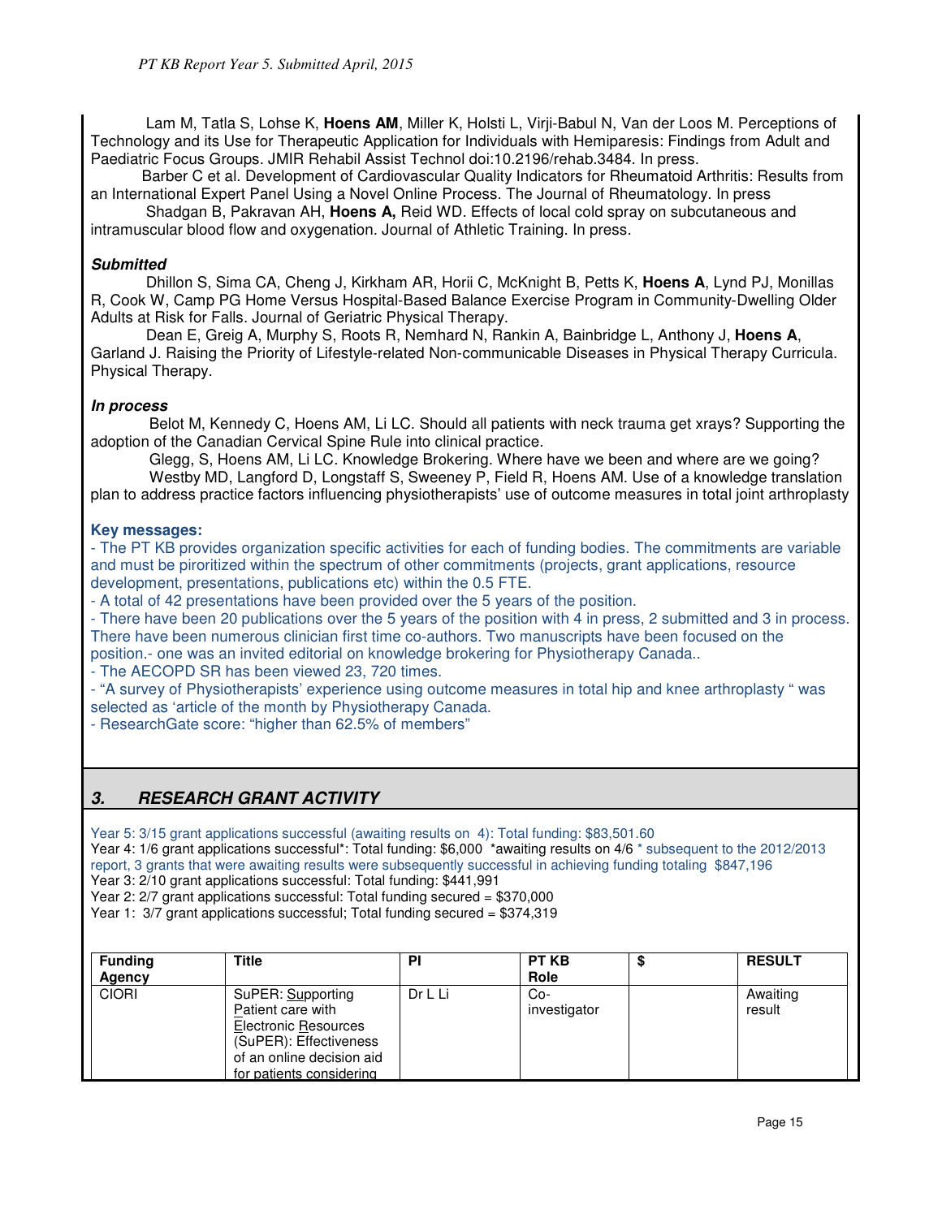Lam M, Tatla S, Lohse K, **Hoens AM**, Miller K, Holsti L, Virji-Babul N, Van der Loos M. Perceptions of Technology and its Use for Therapeutic Application for Individuals with Hemiparesis: Findings from Adult and Paediatric Focus Groups. JMIR Rehabil Assist Technol doi:10.2196/rehab.3484. In press.

Barber C et al. Development of Cardiovascular Quality Indicators for Rheumatoid Arthritis: Results from an International Expert Panel Using a Novel Online Process. The Journal of Rheumatology. In press

Shadgan B, Pakravan AH, **Hoens A,** Reid WD. Effects of local cold spray on subcutaneous and intramuscular blood flow and oxygenation. Journal of Athletic Training. In press.

***Submitted***

Dhillon S, Sima CA, Cheng J, Kirkham AR, Horii C, McKnight B, Petts K, **Hoens A**, Lynd PJ, Monillas R, Cook W, Camp PG Home Versus Hospital-Based Balance Exercise Program in Community-Dwelling Older Adults at Risk for Falls. Journal of Geriatric Physical Therapy.

Dean E, Greig A, Murphy S, Roots R, Nemhard N, Rankin A, Bainbridge L, Anthony J, **Hoens A**, Garland J. Raising the Priority of Lifestyle-related Non-communicable Diseases in Physical Therapy Curricula. Physical Therapy.

***In process***

Belot M, Kennedy C, Hoens AM, Li LC. Should all patients with neck trauma get xrays? Supporting the adoption of the Canadian Cervical Spine Rule into clinical practice.

Glegg, S, Hoens AM, Li LC. Knowledge Brokering. Where have we been and where are we going?

Westby MD, Langford D, Longstaff S, Sweeney P, Field R, Hoens AM. Use of a knowledge translation plan to address practice factors influencing physiotherapists' use of outcome measures in total joint arthroplasty

**Key messages:**

- The PT KB provides organization specific activities for each of funding bodies. The commitments are variable and must be piroritized within the spectrum of other commitments (projects, grant applications, resource development, presentations, publications etc) within the 0.5 FTE.
- A total of 42 presentations have been provided over the 5 years of the position.
- There have been 20 publications over the 5 years of the position with 4 in press, 2 submitted and 3 in process. There have been numerous clinician first time co-authors. Two manuscripts have been focused on the position.- one was an invited editorial on knowledge brokering for Physiotherapy Canada..
- The AECOPD SR has been viewed 23, 720 times.
- "A survey of Physiotherapists' experience using outcome measures in total hip and knee arthroplasty " was selected as 'article of the month by Physiotherapy Canada.
- ResearchGate score: "higher than 62.5% of members"

## *3. RESEARCH GRANT ACTIVITY*

Year 5: 3/15 grant applications successful (awaiting results on 4): Total funding: $83,501.60

Year 4: 1/6 grant applications successful*: Total funding: $6,000 *awaiting results on 4/6 * subsequent to the 2012/2013 report, 3 grants that were awaiting results were subsequently successful in achieving funding totaling $847,196

Year 3: 2/10 grant applications successful: Total funding: $441,991

Year 2: 2/7 grant applications successful: Total funding secured = $370,000

Year 1: 3/7 grant applications successful; Total funding secured = $374,319

| Funding Agency | Title | PI | PT KB Role | $ | RESULT |
|---|---|---|---|---|---|
| CIORI | SuPER: Supporting Patient care with Electronic Resources (SuPER): Effectiveness of an online decision aid for patients considering | Dr L Li | Co-investigator | | Awaiting result |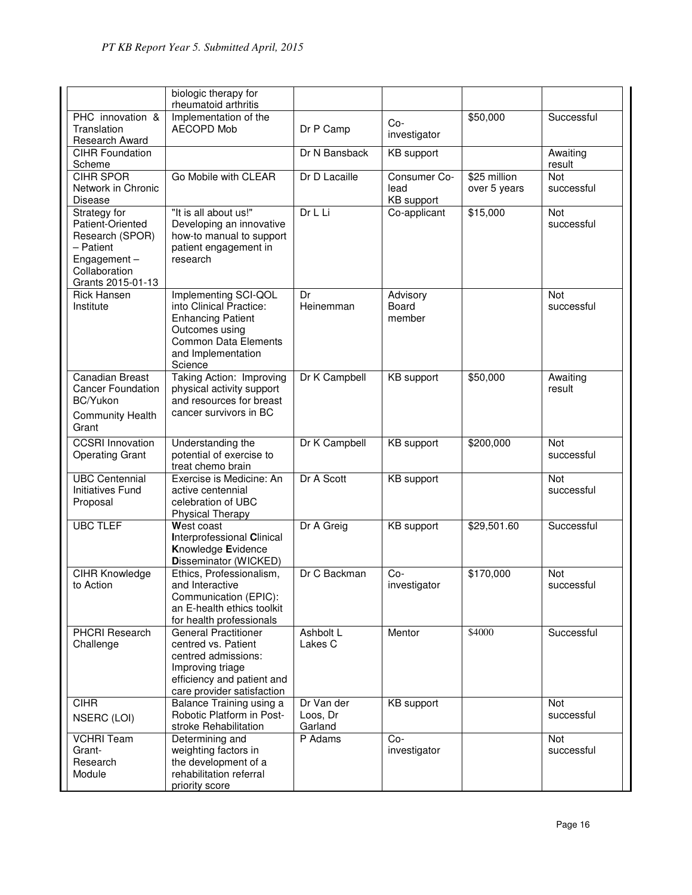| | | | | | |
|---|---|---|---|---|---|
| | biologic therapy for rheumatoid arthritis | | | | |
| PHC innovation & Translation Research Award | Implementation of the AECOPD Mob | Dr P Camp | Co-investigator | $50,000 | Successful |
| CIHR Foundation Scheme | | Dr N Bansback | KB support | | Awaiting result |
| CIHR SPOR Network in Chronic Disease | Go Mobile with CLEAR | Dr D Lacaille | Consumer Co-lead KB support | $25 million over 5 years | Not successful |
| Strategy for Patient-Oriented Research (SPOR) – Patient Engagement – Collaboration Grants 2015-01-13 | "It is all about us!" Developing an innovative how-to manual to support patient engagement in research | Dr L Li | Co-applicant | $15,000 | Not successful |
| Rick Hansen Institute | Implementing SCI-QOL into Clinical Practice: Enhancing Patient Outcomes using Common Data Elements and Implementation Science | Dr Heinemman | Advisory Board member | | Not successful |
| Canadian Breast Cancer Foundation BC/Yukon Community Health Grant | Taking Action: Improving physical activity support and resources for breast cancer survivors in BC | Dr K Campbell | KB support | $50,000 | Awaiting result |
| CCSRI Innovation Operating Grant | Understanding the potential of exercise to treat chemo brain | Dr K Campbell | KB support | $200,000 | Not successful |
| UBC Centennial Initiatives Fund Proposal | Exercise is Medicine: An active centennial celebration of UBC Physical Therapy | Dr A Scott | KB support | | Not successful |
| UBC TLEF | **W**est coast **I**nterprofessional **C**linical **K**nowledge **E**vidence **D**isseminator (WICKED) | Dr A Greig | KB support | $29,501.60 | Successful |
| CIHR Knowledge to Action | Ethics, Professionalism, and Interactive Communication (EPIC): an E-health ethics toolkit for health professionals | Dr C Backman | Co-investigator | $170,000 | Not successful |
| PHCRI Research Challenge | General Practitioner centred vs. Patient centred admissions: Improving triage efficiency and patient and care provider satisfaction | Ashbolt L Lakes C | Mentor | $4000 | Successful |
| CIHR NSERC (LOI) | Balance Training using a Robotic Platform in Post-stroke Rehabilitation | Dr Van der Loos, Dr Garland | KB support | | Not successful |
| VCHRI Team Grant-Research Module | Determining and weighting factors in the development of a rehabilitation referral priority score | P Adams | Co-investigator | | Not successful |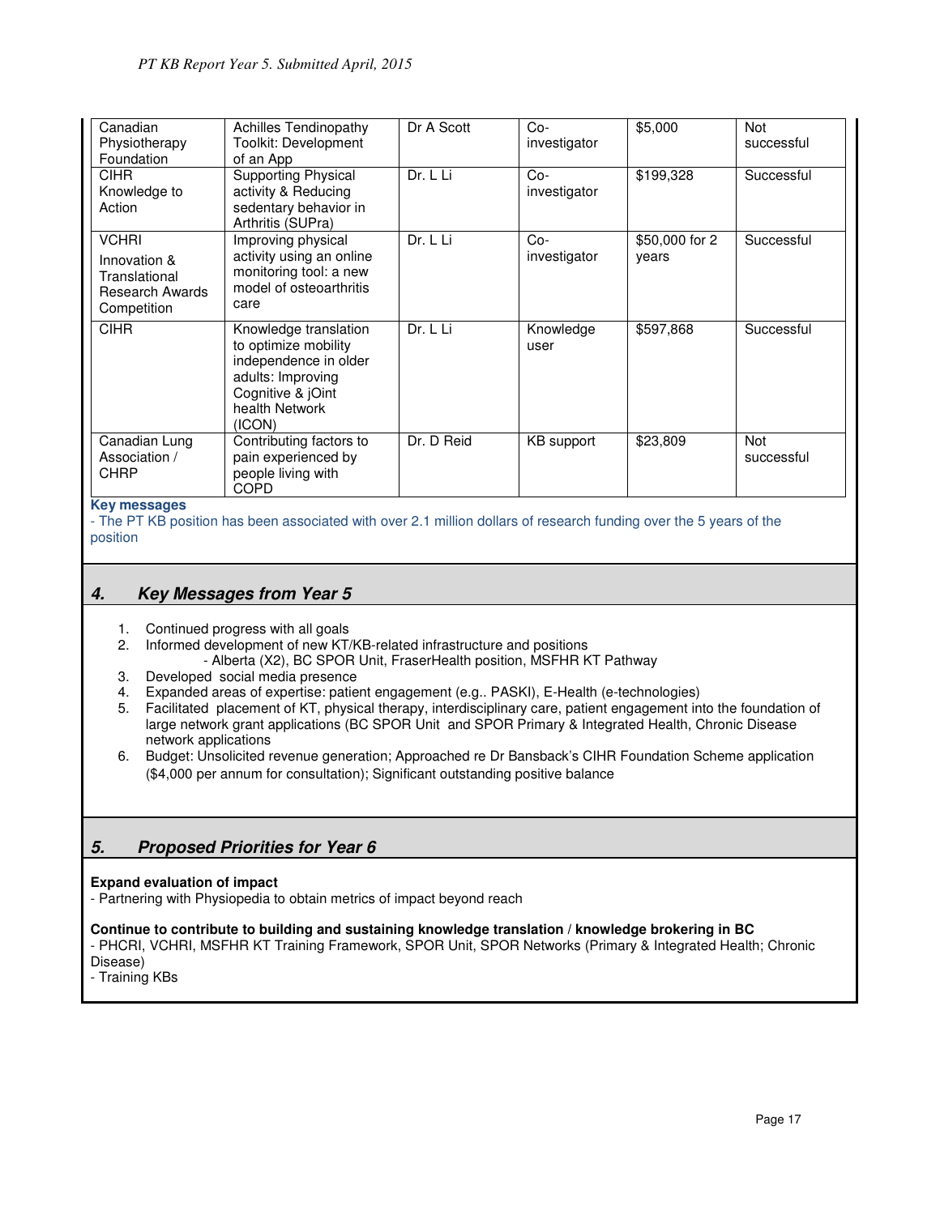| Canadian Physiotherapy Foundation | Achilles Tendinopathy Toolkit: Development of an App | Dr A Scott | Co-investigator | $5,000 | Not successful |
|---|---|---|---|---|---|
| CIHR Knowledge to Action | Supporting Physical activity & Reducing sedentary behavior in Arthritis (SUPra) | Dr. L Li | Co-investigator | $199,328 | Successful |
| VCHRI Innovation & Translational Research Awards Competition | Improving physical activity using an online monitoring tool: a new model of osteoarthritis care | Dr. L Li | Co-investigator | $50,000 for 2 years | Successful |
| CIHR | Knowledge translation to optimize mobility independence in older adults: Improving Cognitive & jOint health Network (ICON) | Dr. L Li | Knowledge user | $597,868 | Successful |
| Canadian Lung Association / CHRP | Contributing factors to pain experienced by people living with COPD | Dr. D Reid | KB support | $23,809 | Not successful |

**Key messages**

- The PT KB position has been associated with over 2.1 million dollars of research funding over the 5 years of the position

## 4. Key Messages from Year 5

1. Continued progress with all goals
2. Informed development of new KT/KB-related infrastructure and positions
   - Alberta (X2), BC SPOR Unit, FraserHealth position, MSFHR KT Pathway
3. Developed social media presence
4. Expanded areas of expertise: patient engagement (e.g.. PASKI), E-Health (e-technologies)
5. Facilitated placement of KT, physical therapy, interdisciplinary care, patient engagement into the foundation of large network grant applications (BC SPOR Unit and SPOR Primary & Integrated Health, Chronic Disease network applications
6. Budget: Unsolicited revenue generation; Approached re Dr Bansback's CIHR Foundation Scheme application ($4,000 per annum for consultation); Significant outstanding positive balance

## 5. Proposed Priorities for Year 6

**Expand evaluation of impact**

- Partnering with Physiopedia to obtain metrics of impact beyond reach

**Continue to contribute to building and sustaining knowledge translation / knowledge brokering in BC**

- PHCRI, VCHRI, MSFHR KT Training Framework, SPOR Unit, SPOR Networks (Primary & Integrated Health; Chronic Disease)
- Training KBs